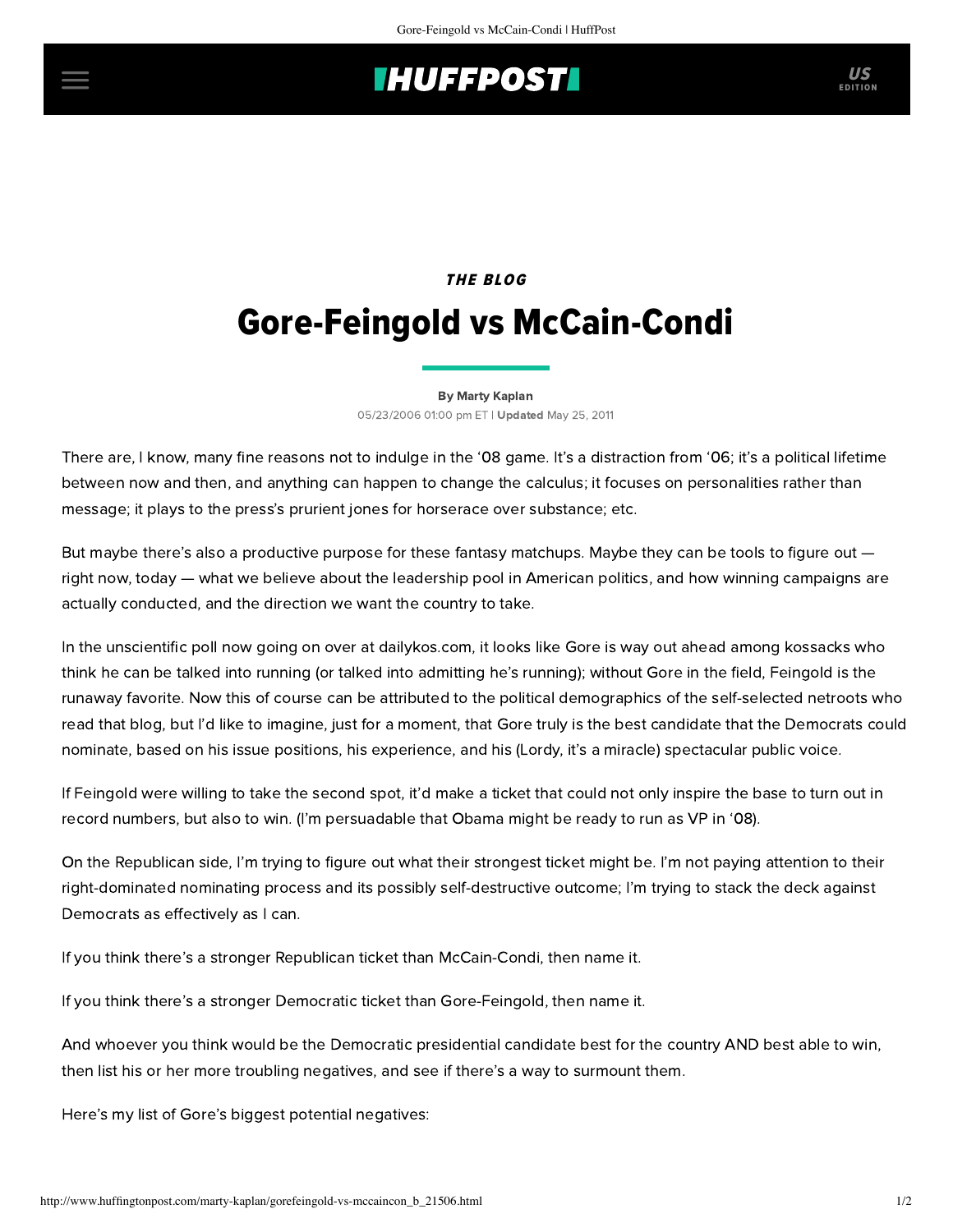THE BLOG

# Gore-Feingold vs McCain-Condi

By Marty Kaplan

05/23/2006 01:00 pm ET | **Updated** May 25, 2011

There are, I know, many fine reasons not to indulge in the '08 game. It's a distraction from '06; it's a political lifetime between now and then, and anything can happen to change the calculus; it focuses on personalities rather than message; it plays to the press's prurient jones for horserace over substance; etc.

But maybe there's also a productive purpose for these fantasy matchups. Maybe they can be tools to figure out — right now, today — what we believe about the leadership pool in American politics, and how winning campaigns are actually conducted, and the direction we want the country to take.

In the unscientific poll now going on over at dailykos.com, it looks like Gore is way out ahead among kossacks who think he can be talked into running (or talked into admitting he's running); without Gore in the field, Feingold is the runaway favorite. Now this of course can be attributed to the political demographics of the self-selected netroots who read that blog, but I'd like to imagine, just for a moment, that Gore truly is the best candidate that the Democrats could nominate, based on his issue positions, his experience, and his (Lordy, it's a miracle) spectacular public voice.

If Feingold were willing to take the second spot, it'd make a ticket that could not only inspire the base to turn out in record numbers, but also to win. (I'm persuadable that Obama might be ready to run as VP in '08).

On the Republican side, I'm trying to figure out what their strongest ticket might be. I'm not paying attention to their right-dominated nominating process and its possibly self-destructive outcome; I'm trying to stack the deck against Democrats as effectively as I can.

If you think there's a stronger Republican ticket than McCain-Condi, then name it.

If you think there's a stronger Democratic ticket than Gore-Feingold, then name it.

And whoever you think would be the Democratic presidential candidate best for the country AND best able to win, then list his or her more troubling negatives, and see if there's a way to surmount them.

Here's my list of Gore's biggest potential negatives: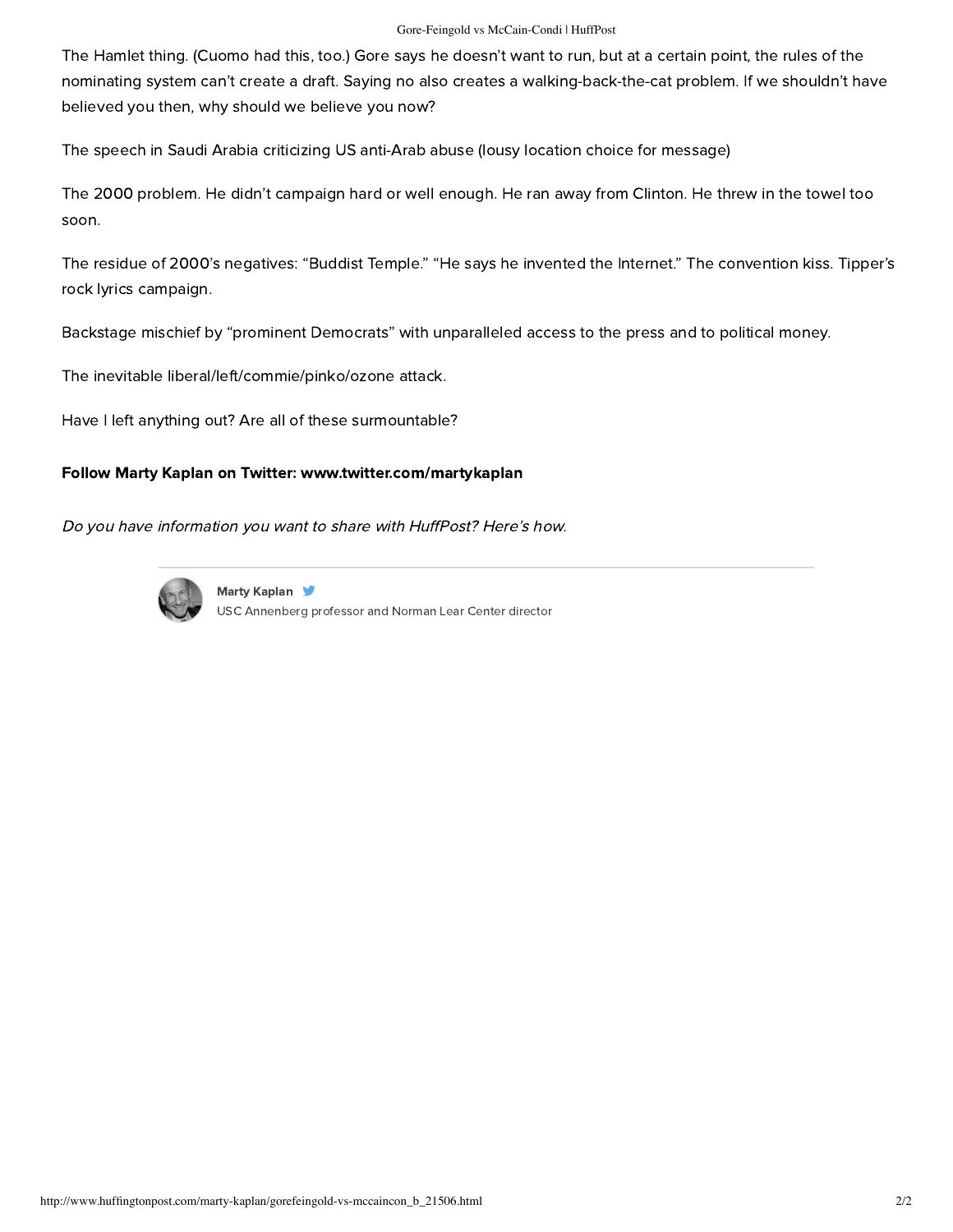The Hamlet thing. (Cuomo had this, too.) Gore says he doesn't want to run, but at a certain point, the rules of the nominating system can't create a draft. Saying no also creates a walking-back-the-cat problem. If we shouldn't have believed you then, why should we believe you now?

The speech in Saudi Arabia criticizing US anti-Arab abuse (lousy location choice for message)

The 2000 problem. He didn't campaign hard or well enough. He ran away from Clinton. He threw in the towel too soon.

The residue of 2000's negatives: "Buddist Temple." "He says he invented the Internet." The convention kiss. Tipper's rock lyrics campaign.

Backstage mischief by "prominent Democrats" with unparalleled access to the press and to political money.

The inevitable liberal/left/commie/pinko/ozone attack.

Have I left anything out? Are all of these surmountable?

**Follow Marty Kaplan on Twitter: www.twitter.com/martykaplan**

*Do you have information you want to share with HuffPost? Here's how.*

**Marty Kaplan**

USC Annenberg professor and Norman Lear Center director